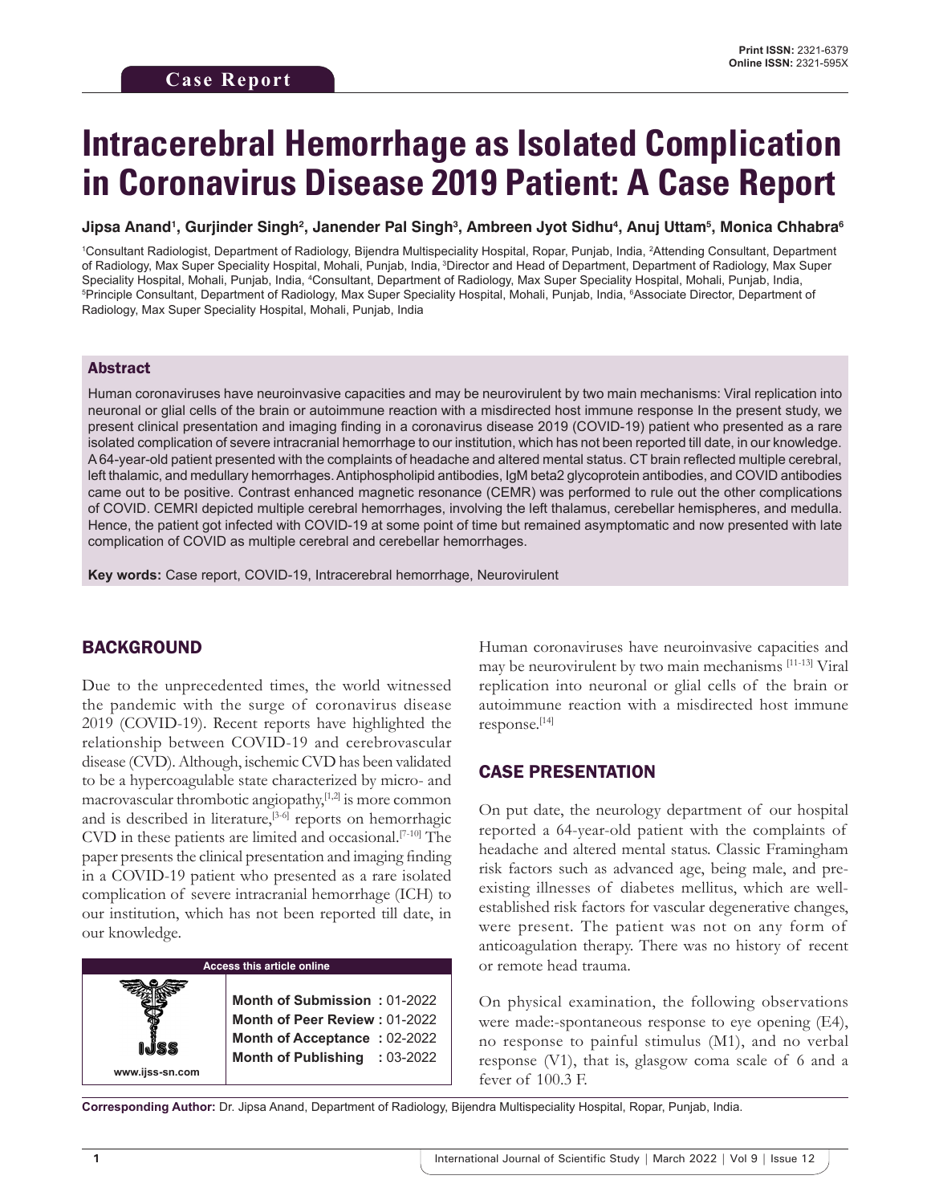Case Report

Print ISSN: 2321-6379
Online ISSN: 2321-595X

# Intracerebral Hemorrhage as Isolated Complication in Coronavirus Disease 2019 Patient: A Case Report

**Jipsa Anand[1], Gurjinder Singh[2], Janender Pal Singh[3], Ambreen Jyot Sidhu[4], Anuj Uttam[5], Monica Chhabra[6]**

[1]Consultant Radiologist, Department of Radiology, Bijendra Multispeciality Hospital, Ropar, Punjab, India, [2]Attending Consultant, Department of Radiology, Max Super Speciality Hospital, Mohali, Punjab, India, [3]Director and Head of Department, Department of Radiology, Max Super Speciality Hospital, Mohali, Punjab, India, [4]Consultant, Department of Radiology, Max Super Speciality Hospital, Mohali, Punjab, India, [5]Principle Consultant, Department of Radiology, Max Super Speciality Hospital, Mohali, Punjab, India, [6]Associate Director, Department of Radiology, Max Super Speciality Hospital, Mohali, Punjab, India

## Abstract

Human coronaviruses have neuroinvasive capacities and may be neurovirulent by two main mechanisms: Viral replication into neuronal or glial cells of the brain or autoimmune reaction with a misdirected host immune response In the present study, we present clinical presentation and imaging finding in a coronavirus disease 2019 (COVID-19) patient who presented as a rare isolated complication of severe intracranial hemorrhage to our institution, which has not been reported till date, in our knowledge. A 64-year-old patient presented with the complaints of headache and altered mental status. CT brain reflected multiple cerebral, left thalamic, and medullary hemorrhages. Antiphospholipid antibodies, IgM beta2 glycoprotein antibodies, and COVID antibodies came out to be positive. Contrast enhanced magnetic resonance (CEMR) was performed to rule out the other complications of COVID. CEMRI depicted multiple cerebral hemorrhages, involving the left thalamus, cerebellar hemispheres, and medulla. Hence, the patient got infected with COVID-19 at some point of time but remained asymptomatic and now presented with late complication of COVID as multiple cerebral and cerebellar hemorrhages.

**Key words:** Case report, COVID-19, Intracerebral hemorrhage, Neurovirulent

## BACKGROUND

Due to the unprecedented times, the world witnessed the pandemic with the surge of coronavirus disease 2019 (COVID-19). Recent reports have highlighted the relationship between COVID-19 and cerebrovascular disease (CVD). Although, ischemic CVD has been validated to be a hypercoagulable state characterized by micro- and macrovascular thrombotic angiopathy,[1,2] is more common and is described in literature,[3-6] reports on hemorrhagic CVD in these patients are limited and occasional.[7-10] The paper presents the clinical presentation and imaging finding in a COVID-19 patient who presented as a rare isolated complication of severe intracranial hemorrhage (ICH) to our institution, which has not been reported till date, in our knowledge.

| Access this article online | |
|---|---|
| www.ijss-sn.com | **Month of Submission :** 01-2022<br>**Month of Peer Review :** 01-2022<br>**Month of Acceptance :** 02-2022<br>**Month of Publishing :** 03-2022 |

Human coronaviruses have neuroinvasive capacities and may be neurovirulent by two main mechanisms [11-13] Viral replication into neuronal or glial cells of the brain or autoimmune reaction with a misdirected host immune response.[14]

## CASE PRESENTATION

On put date, the neurology department of our hospital reported a 64-year-old patient with the complaints of headache and altered mental status. Classic Framingham risk factors such as advanced age, being male, and pre-existing illnesses of diabetes mellitus, which are well-established risk factors for vascular degenerative changes, were present. The patient was not on any form of anticoagulation therapy. There was no history of recent or remote head trauma.

On physical examination, the following observations were made:-spontaneous response to eye opening (E4), no response to painful stimulus (M1), and no verbal response (V1), that is, glasgow coma scale of 6 and a fever of 100.3 F.

**Corresponding Author:** Dr. Jipsa Anand, Department of Radiology, Bijendra Multispeciality Hospital, Ropar, Punjab, India.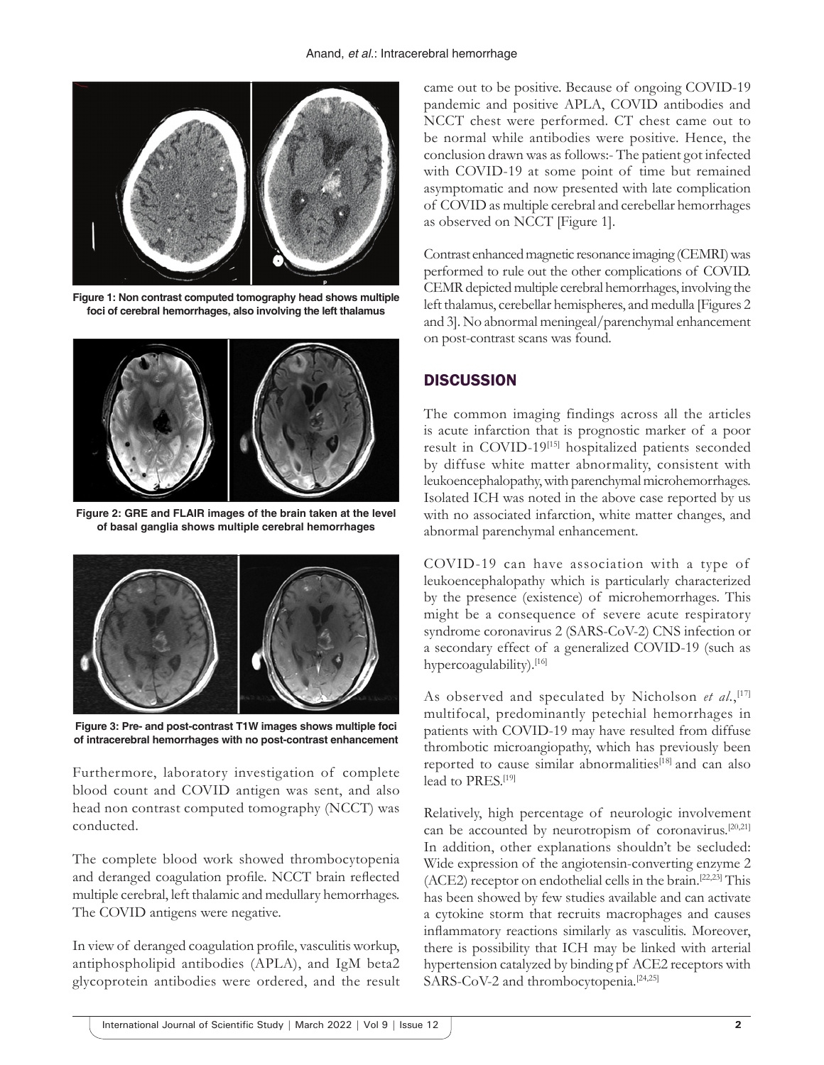Figure 1: Non contrast computed tomography head shows multiple foci of cerebral hemorrhages, also involving the left thalamus

Figure 2: GRE and FLAIR images of the brain taken at the level of basal ganglia shows multiple cerebral hemorrhages

Figure 3: Pre- and post-contrast T1W images shows multiple foci of intracerebral hemorrhages with no post-contrast enhancement

Furthermore, laboratory investigation of complete blood count and COVID antigen was sent, and also head non contrast computed tomography (NCCT) was conducted.

The complete blood work showed thrombocytopenia and deranged coagulation profile. NCCT brain reflected multiple cerebral, left thalamic and medullary hemorrhages. The COVID antigens were negative.

In view of deranged coagulation profile, vasculitis workup, antiphospholipid antibodies (APLA), and IgM beta2 glycoprotein antibodies were ordered, and the result came out to be positive. Because of ongoing COVID-19 pandemic and positive APLA, COVID antibodies and NCCT chest were performed. CT chest came out to be normal while antibodies were positive. Hence, the conclusion drawn was as follows:- The patient got infected with COVID-19 at some point of time but remained asymptomatic and now presented with late complication of COVID as multiple cerebral and cerebellar hemorrhages as observed on NCCT [Figure 1].

Contrast enhanced magnetic resonance imaging (CEMRI) was performed to rule out the other complications of COVID. CEMR depicted multiple cerebral hemorrhages, involving the left thalamus, cerebellar hemispheres, and medulla [Figures 2 and 3]. No abnormal meningeal/parenchymal enhancement on post-contrast scans was found.

## DISCUSSION

The common imaging findings across all the articles is acute infarction that is prognostic marker of a poor result in COVID-19[15] hospitalized patients seconded by diffuse white matter abnormality, consistent with leukoencephalopathy, with parenchymal microhemorrhages. Isolated ICH was noted in the above case reported by us with no associated infarction, white matter changes, and abnormal parenchymal enhancement.

COVID-19 can have association with a type of leukoencephalopathy which is particularly characterized by the presence (existence) of microhemorrhages. This might be a consequence of severe acute respiratory syndrome coronavirus 2 (SARS-CoV-2) CNS infection or a secondary effect of a generalized COVID-19 (such as hypercoagulability).[16]

As observed and speculated by Nicholson *et al.*,[17] multifocal, predominantly petechial hemorrhages in patients with COVID-19 may have resulted from diffuse thrombotic microangiopathy, which has previously been reported to cause similar abnormalities[18] and can also lead to PRES.[19]

Relatively, high percentage of neurologic involvement can be accounted by neurotropism of coronavirus.[20,21] In addition, other explanations shouldn't be secluded: Wide expression of the angiotensin-converting enzyme 2 (ACE2) receptor on endothelial cells in the brain.[22,23] This has been showed by few studies available and can activate a cytokine storm that recruits macrophages and causes inflammatory reactions similarly as vasculitis. Moreover, there is possibility that ICH may be linked with arterial hypertension catalyzed by binding pf ACE2 receptors with SARS-CoV-2 and thrombocytopenia.[24,25]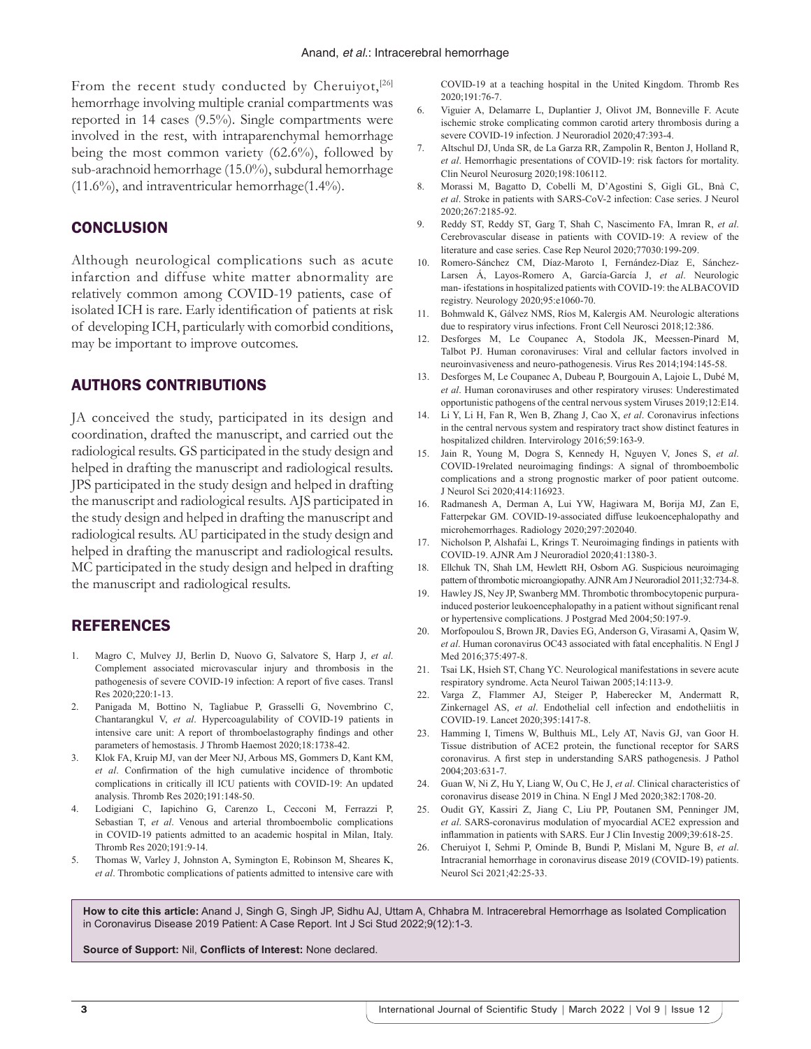From the recent study conducted by Cheruiyot,[26] hemorrhage involving multiple cranial compartments was reported in 14 cases (9.5%). Single compartments were involved in the rest, with intraparenchymal hemorrhage being the most common variety (62.6%), followed by sub-arachnoid hemorrhage (15.0%), subdural hemorrhage (11.6%), and intraventricular hemorrhage(1.4%).

## CONCLUSION

Although neurological complications such as acute infarction and diffuse white matter abnormality are relatively common among COVID-19 patients, case of isolated ICH is rare. Early identification of patients at risk of developing ICH, particularly with comorbid conditions, may be important to improve outcomes.

## AUTHORS CONTRIBUTIONS

JA conceived the study, participated in its design and coordination, drafted the manuscript, and carried out the radiological results. GS participated in the study design and helped in drafting the manuscript and radiological results. JPS participated in the study design and helped in drafting the manuscript and radiological results. AJS participated in the study design and helped in drafting the manuscript and radiological results. AU participated in the study design and helped in drafting the manuscript and radiological results. MC participated in the study design and helped in drafting the manuscript and radiological results.

## REFERENCES

1. Magro C, Mulvey JJ, Berlin D, Nuovo G, Salvatore S, Harp J, *et al*. Complement associated microvascular injury and thrombosis in the pathogenesis of severe COVID-19 infection: A report of five cases. Transl Res 2020;220:1-13.
2. Panigada M, Bottino N, Tagliabue P, Grasselli G, Novembrino C, Chantarangkul V, *et al*. Hypercoagulability of COVID-19 patients in intensive care unit: A report of thromboelastography findings and other parameters of hemostasis. J Thromb Haemost 2020;18:1738-42.
3. Klok FA, Kruip MJ, van der Meer NJ, Arbous MS, Gommers D, Kant KM, *et al*. Confirmation of the high cumulative incidence of thrombotic complications in critically ill ICU patients with COVID-19: An updated analysis. Thromb Res 2020;191:148-50.
4. Lodigiani C, Iapichino G, Carenzo L, Cecconi M, Ferrazzi P, Sebastian T, *et al*. Venous and arterial thromboembolic complications in COVID-19 patients admitted to an academic hospital in Milan, Italy. Thromb Res 2020;191:9-14.
5. Thomas W, Varley J, Johnston A, Symington E, Robinson M, Sheares K, *et al*. Thrombotic complications of patients admitted to intensive care with COVID-19 at a teaching hospital in the United Kingdom. Thromb Res 2020;191:76-7.
6. Viguier A, Delamarre L, Duplantier J, Olivot JM, Bonneville F. Acute ischemic stroke complicating common carotid artery thrombosis during a severe COVID-19 infection. J Neuroradiol 2020;47:393-4.
7. Altschul DJ, Unda SR, de La Garza RR, Zampolin R, Benton J, Holland R, *et al*. Hemorrhagic presentations of COVID-19: risk factors for mortality. Clin Neurol Neurosurg 2020;198:106112.
8. Morassi M, Bagatto D, Cobelli M, D'Agostini S, Gigli GL, Bnà C, *et al*. Stroke in patients with SARS-CoV-2 infection: Case series. J Neurol 2020;267:2185-92.
9. Reddy ST, Reddy ST, Garg T, Shah C, Nascimento FA, Imran R, *et al*. Cerebrovascular disease in patients with COVID-19: A review of the literature and case series. Case Rep Neurol 2020;77030:199-209.
10. Romero-Sánchez CM, Díaz-Maroto I, Fernández-Díaz E, Sánchez-Larsen Á, Layos-Romero A, García-García J, *et al*. Neurologic man- ifestations in hospitalized patients with COVID-19: the ALBACOVID registry. Neurology 2020;95:e1060-70.
11. Bohmwald K, Gálvez NMS, Ríos M, Kalergis AM. Neurologic alterations due to respiratory virus infections. Front Cell Neurosci 2018;12:386.
12. Desforges M, Le Coupanec A, Stodola JK, Meessen-Pinard M, Talbot PJ. Human coronaviruses: Viral and cellular factors involved in neuroinvasiveness and neuro-pathogenesis. Virus Res 2014;194:145-58.
13. Desforges M, Le Coupanec A, Dubeau P, Bourgouin A, Lajoie L, Dubé M, *et al*. Human coronaviruses and other respiratory viruses: Underestimated opportunistic pathogens of the central nervous system Viruses 2019;12:E14.
14. Li Y, Li H, Fan R, Wen B, Zhang J, Cao X, *et al*. Coronavirus infections in the central nervous system and respiratory tract show distinct features in hospitalized children. Intervirology 2016;59:163-9.
15. Jain R, Young M, Dogra S, Kennedy H, Nguyen V, Jones S, *et al*. COVID-19related neuroimaging findings: A signal of thromboembolic complications and a strong prognostic marker of poor patient outcome. J Neurol Sci 2020;414:116923.
16. Radmanesh A, Derman A, Lui YW, Hagiwara M, Borija MJ, Zan E, Fatterpekar GM. COVID-19-associated diffuse leukoencephalopathy and microhemorrhages. Radiology 2020;297:202040.
17. Nicholson P, Alshafai L, Krings T. Neuroimaging findings in patients with COVID-19. AJNR Am J Neuroradiol 2020;41:1380-3.
18. Ellchuk TN, Shah LM, Hewlett RH, Osborn AG. Suspicious neuroimaging pattern of thrombotic microangiopathy. AJNR Am J Neuroradiol 2011;32:734-8.
19. Hawley JS, Ney JP, Swanberg MM. Thrombotic thrombocytopenic purpura-induced posterior leukoencephalopathy in a patient without significant renal or hypertensive complications. J Postgrad Med 2004;50:197-9.
20. Morfopoulou S, Brown JR, Davies EG, Anderson G, Virasami A, Qasim W, *et al*. Human coronavirus OC43 associated with fatal encephalitis. N Engl J Med 2016;375:497-8.
21. Tsai LK, Hsieh ST, Chang YC. Neurological manifestations in severe acute respiratory syndrome. Acta Neurol Taiwan 2005;14:113-9.
22. Varga Z, Flammer AJ, Steiger P, Haberecker M, Andermatt R, Zinkernagel AS, *et al*. Endothelial cell infection and endotheliitis in COVID-19. Lancet 2020;395:1417-8.
23. Hamming I, Timens W, Bulthuis ML, Lely AT, Navis GJ, van Goor H. Tissue distribution of ACE2 protein, the functional receptor for SARS coronavirus. A first step in understanding SARS pathogenesis. J Pathol 2004;203:631-7.
24. Guan W, Ni Z, Hu Y, Liang W, Ou C, He J, *et al*. Clinical characteristics of coronavirus disease 2019 in China. N Engl J Med 2020;382:1708-20.
25. Oudit GY, Kassiri Z, Jiang C, Liu PP, Poutanen SM, Penninger JM, *et al*. SARS-coronavirus modulation of myocardial ACE2 expression and inflammation in patients with SARS. Eur J Clin Investig 2009;39:618-25.
26. Cheruiyot I, Sehmi P, Ominde B, Bundi P, Mislani M, Ngure B, *et al*. Intracranial hemorrhage in coronavirus disease 2019 (COVID-19) patients. Neurol Sci 2021;42:25-33.

**How to cite this article:** Anand J, Singh G, Singh JP, Sidhu AJ, Uttam A, Chhabra M. Intracerebral Hemorrhage as Isolated Complication in Coronavirus Disease 2019 Patient: A Case Report. Int J Sci Stud 2022;9(12):1-3.

**Source of Support:** Nil, **Conflicts of Interest:** None declared.